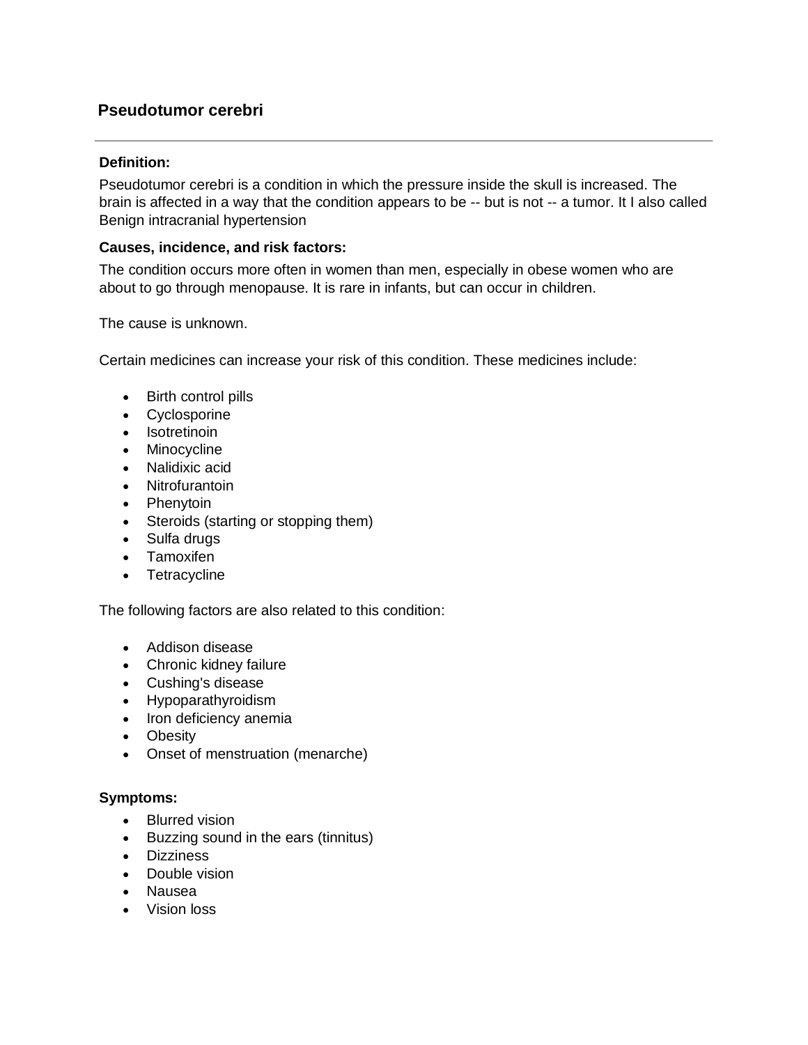## Pseudotumor cerebri

---

**Definition:**

Pseudotumor cerebri is a condition in which the pressure inside the skull is increased. The brain is affected in a way that the condition appears to be -- but is not -- a tumor. It I also called Benign intracranial hypertension

**Causes, incidence, and risk factors:**

The condition occurs more often in women than men, especially in obese women who are about to go through menopause. It is rare in infants, but can occur in children.

The cause is unknown.

Certain medicines can increase your risk of this condition. These medicines include:

- Birth control pills
- Cyclosporine
- Isotretinoin
- Minocycline
- Nalidixic acid
- Nitrofurantoin
- Phenytoin
- Steroids (starting or stopping them)
- Sulfa drugs
- Tamoxifen
- Tetracycline

The following factors are also related to this condition:

- Addison disease
- Chronic kidney failure
- Cushing's disease
- Hypoparathyroidism
- Iron deficiency anemia
- Obesity
- Onset of menstruation (menarche)

**Symptoms:**

- Blurred vision
- Buzzing sound in the ears (tinnitus)
- Dizziness
- Double vision
- Nausea
- Vision loss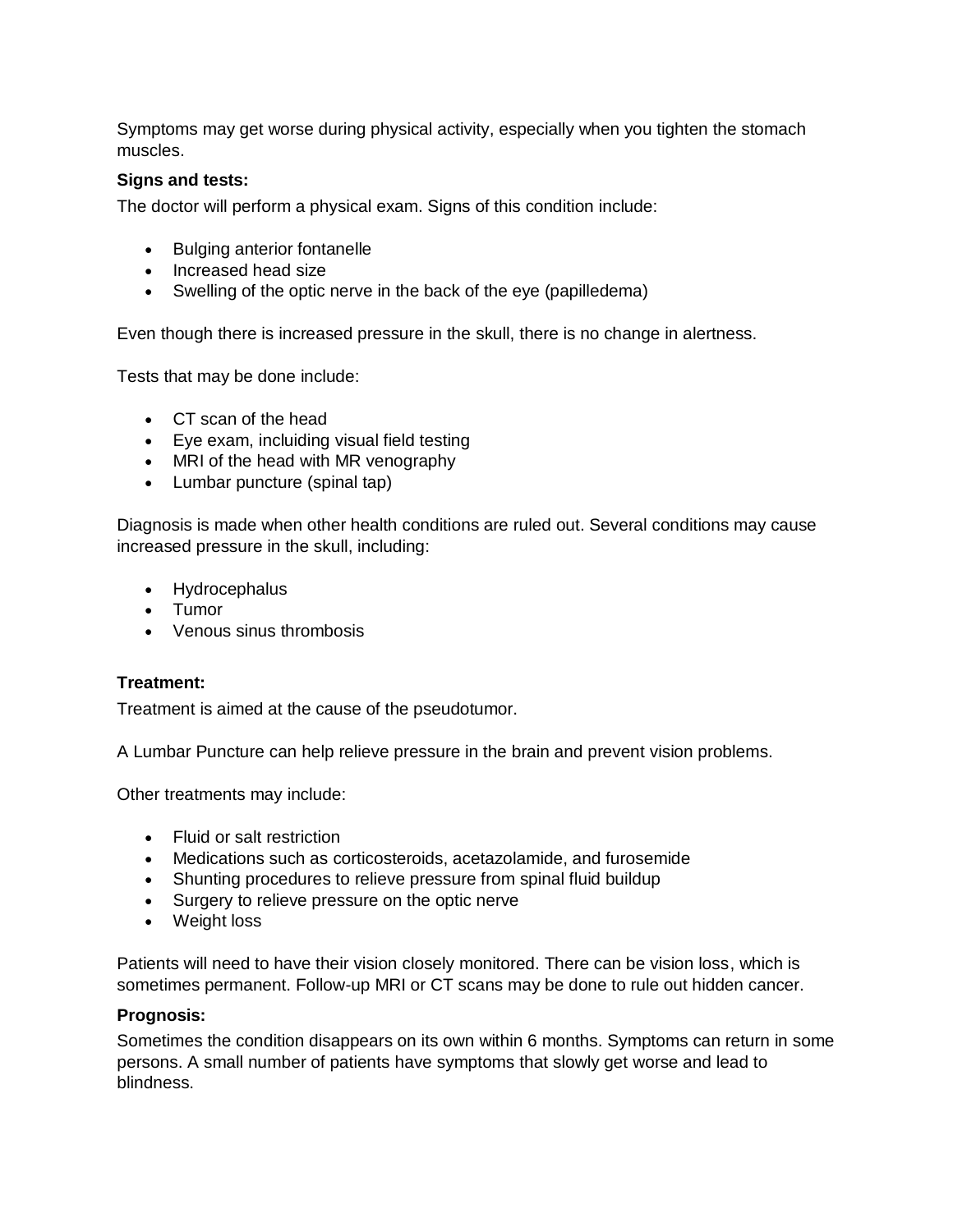Symptoms may get worse during physical activity, especially when you tighten the stomach muscles.

**Signs and tests:**

The doctor will perform a physical exam. Signs of this condition include:

- Bulging anterior fontanelle
- Increased head size
- Swelling of the optic nerve in the back of the eye (papilledema)

Even though there is increased pressure in the skull, there is no change in alertness.

Tests that may be done include:

- CT scan of the head
- Eye exam, incluiding visual field testing
- MRI of the head with MR venography
- Lumbar puncture (spinal tap)

Diagnosis is made when other health conditions are ruled out. Several conditions may cause increased pressure in the skull, including:

- Hydrocephalus
- Tumor
- Venous sinus thrombosis

**Treatment:**

Treatment is aimed at the cause of the pseudotumor.

A Lumbar Puncture can help relieve pressure in the brain and prevent vision problems.

Other treatments may include:

- Fluid or salt restriction
- Medications such as corticosteroids, acetazolamide, and furosemide
- Shunting procedures to relieve pressure from spinal fluid buildup
- Surgery to relieve pressure on the optic nerve
- Weight loss

Patients will need to have their vision closely monitored. There can be vision loss, which is sometimes permanent. Follow-up MRI or CT scans may be done to rule out hidden cancer.

**Prognosis:**

Sometimes the condition disappears on its own within 6 months. Symptoms can return in some persons. A small number of patients have symptoms that slowly get worse and lead to blindness.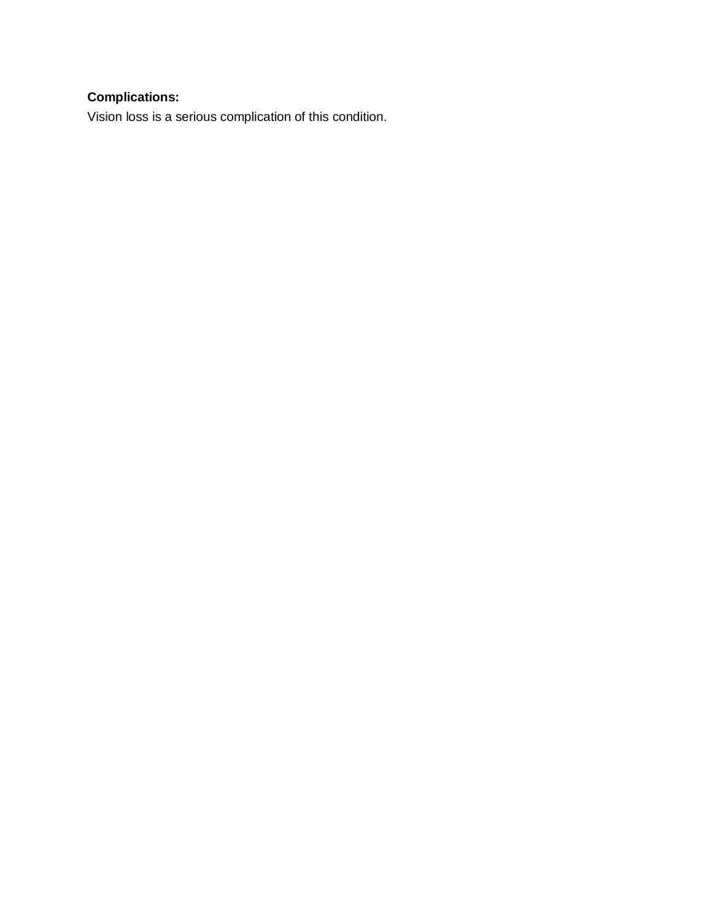**Complications:**

Vision loss is a serious complication of this condition.